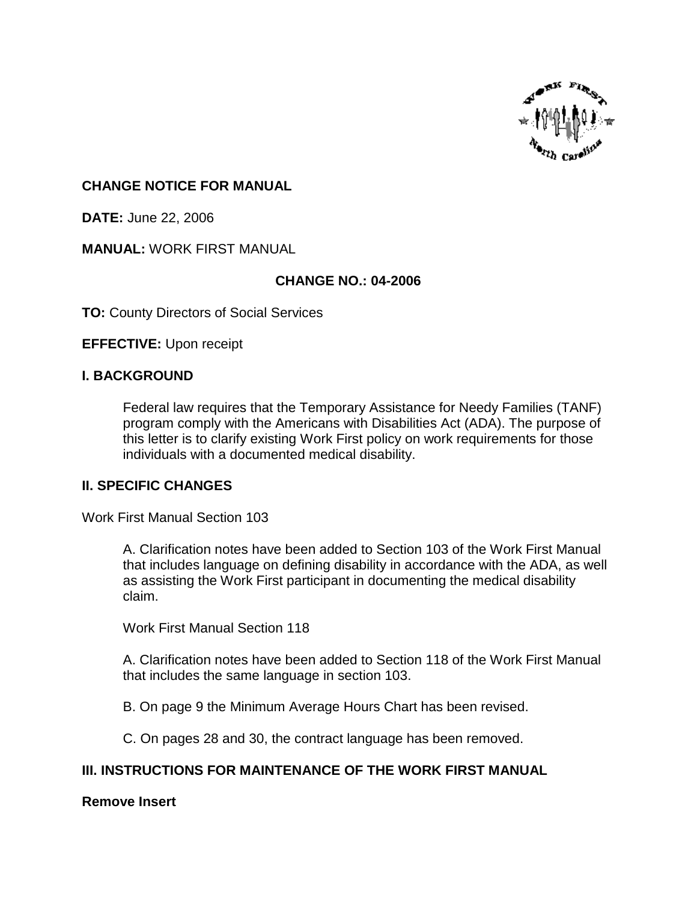**CHANGE NOTICE FOR MANUAL**

**DATE:** June 22, 2006

**MANUAL:** WORK FIRST MANUAL

**CHANGE NO.: 04-2006**

**TO:** County Directors of Social Services

**EFFECTIVE:** Upon receipt

## I. BACKGROUND

Federal law requires that the Temporary Assistance for Needy Families (TANF) program comply with the Americans with Disabilities Act (ADA). The purpose of this letter is to clarify existing Work First policy on work requirements for those individuals with a documented medical disability.

## II. SPECIFIC CHANGES

Work First Manual Section 103

A. Clarification notes have been added to Section 103 of the Work First Manual that includes language on defining disability in accordance with the ADA, as well as assisting the Work First participant in documenting the medical disability claim.

Work First Manual Section 118

A. Clarification notes have been added to Section 118 of the Work First Manual that includes the same language in section 103.

B. On page 9 the Minimum Average Hours Chart has been revised.

C. On pages 28 and 30, the contract language has been removed.

## III. INSTRUCTIONS FOR MAINTENANCE OF THE WORK FIRST MANUAL

**Remove Insert**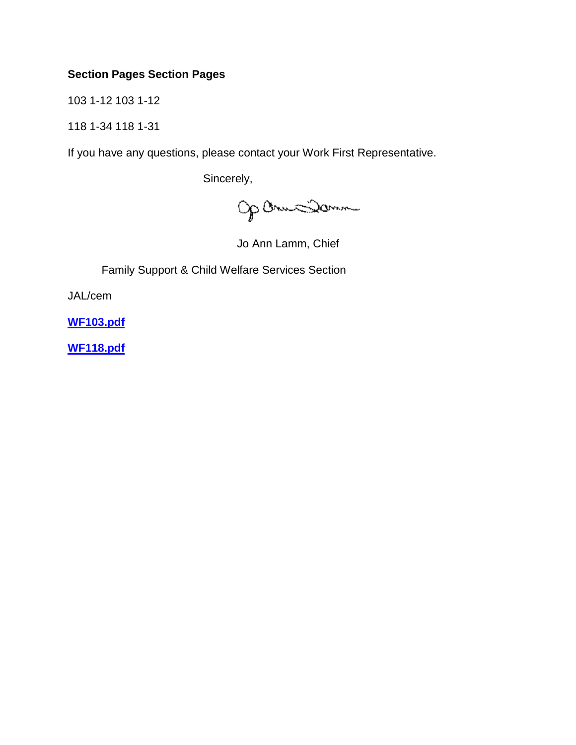**Section Pages Section Pages**

103 1-12 103 1-12

118 1-34 118 1-31

If you have any questions, please contact your Work First Representative.

Sincerely,

Jo Ann Lamm, Chief

Family Support & Child Welfare Services Section

JAL/cem

**WF103.pdf**

**WF118.pdf**